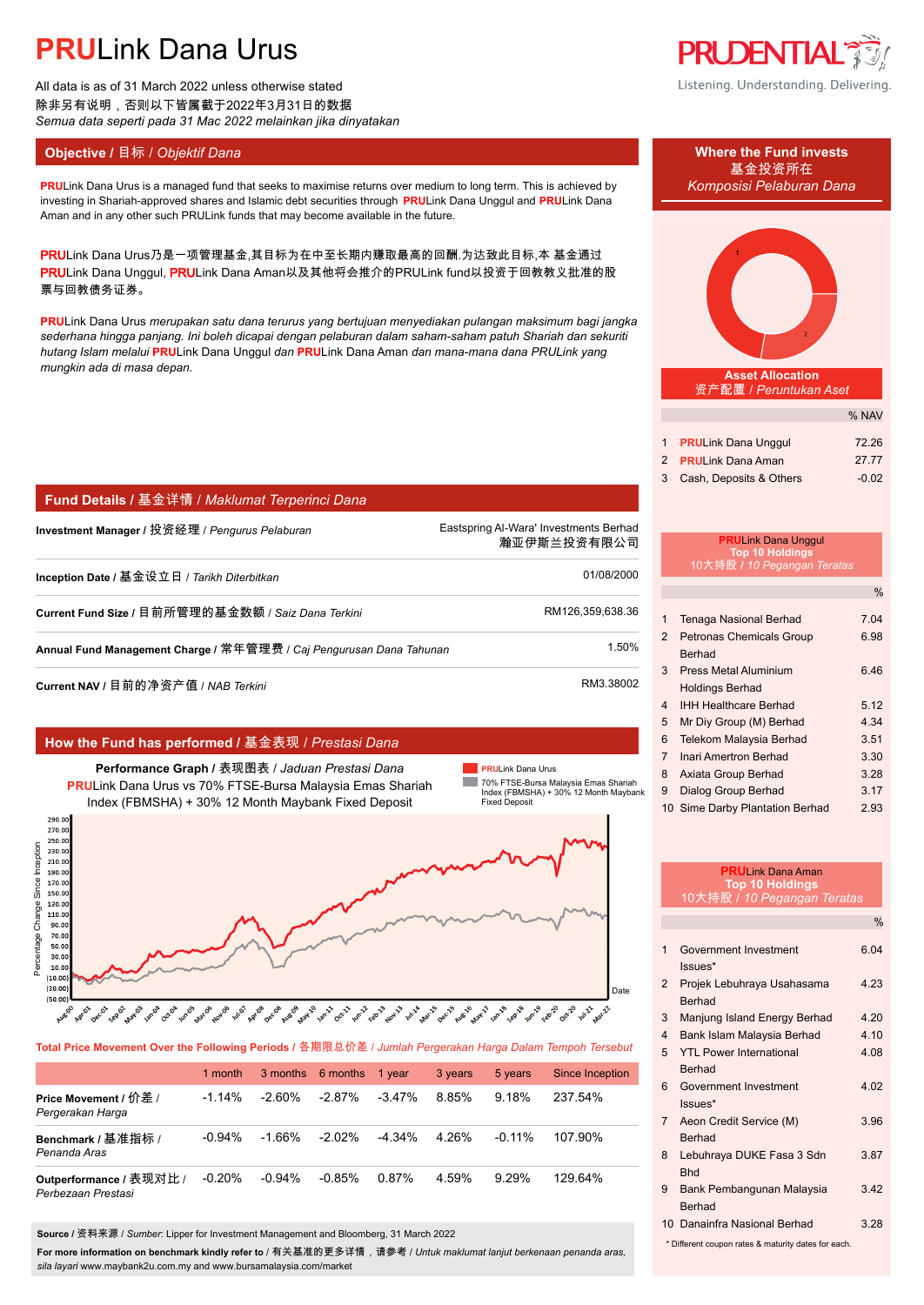# PRULink Dana Urus

All data is as of 31 March 2022 unless otherwise stated
除非另有说明，否则以下皆属截于2022年3月31日的数据
*Semua data seperti pada 31 Mac 2022 melainkan jika dinyatakan*

Listening. Understanding. Delivering.

## Objective / 目标 / *Objektif Dana*

**PRU**Link Dana Urus is a managed fund that seeks to maximise returns over medium to long term. This is achieved by investing in Shariah-approved shares and Islamic debt securities through **PRU**Link Dana Unggul and **PRU**Link Dana Aman and in any other such PRULink funds that may become available in the future.

**PRU**Link Dana Urus乃是一项管理基金,其目标为在中至长期内赚取最高的回酬.为达致此目标,本 基金通过**PRU**Link Dana Unggul, **PRU**Link Dana Aman以及其他将会推介的PRULink fund以投资于回教教义批准的股票与回教债务证券。

**PRU**Link Dana Urus *merupakan satu dana terurus yang bertujuan menyediakan pulangan maksimum bagi jangka sederhana hingga panjang. Ini boleh dicapai dengan pelaburan dalam saham-saham patuh Shariah dan sekuriti hutang Islam melalui* **PRU**Link Dana Unggul *dan* **PRU**Link Dana Aman *dan mana-mana dana PRULink yang mungkin ada di masa depan.*

## Fund Details / 基金详情 / *Maklumat Terperinci Dana*

| | |
|---|---|
| **Investment Manager** / 投资经理 / *Pengurus Pelaburan* | Eastspring Al-Wara' Investments Berhad 瀚亚伊斯兰投资有限公司 |
| **Inception Date** / 基金设立日 / *Tarikh Diterbitkan* | 01/08/2000 |
| **Current Fund Size** / 目前所管理的基金数额 / *Saiz Dana Terkini* | RM126,359,638.36 |
| **Annual Fund Management Charge** / 常年管理费 / *Caj Pengurusan Dana Tahunan* | 1.50% |
| **Current NAV** / 目前的净资产值 / *NAB Terkini* | RM3.38002 |

## How the Fund has performed / 基金表现 / *Prestasi Dana*

**Performance Graph** / 表现图表 / *Jaduan Prestasi Dana*
**PRU**Link Dana Urus vs 70% FTSE-Bursa Malaysia Emas Shariah Index (FBMSHA) + 30% 12 Month Maybank Fixed Deposit

**Total Price Movement Over the Following Periods** / 各期限总价差 / *Jumlah Pergerakan Harga Dalam Tempoh Tersebut*

| | 1 month | 3 months | 6 months | 1 year | 3 years | 5 years | Since Inception |
|---|---|---|---|---|---|---|---|
| **Price Movement** / 价差 / *Pergerakan Harga* | -1.14% | -2.60% | -2.87% | -3.47% | 8.85% | 9.18% | 237.54% |
| **Benchmark** / 基准指标 / *Penanda Aras* | -0.94% | -1.66% | -2.02% | -4.34% | 4.26% | -0.11% | 107.90% |
| **Outperformance** / 表现对比 / *Perbezaan Prestasi* | -0.20% | -0.94% | -0.85% | 0.87% | 4.59% | 9.29% | 129.64% |

**Source** / 资料来源 / *Sumber*: Lipper for Investment Management and Bloomberg, 31 March 2022

**For more information on benchmark kindly refer to** / 有关基准的更多详情，请参考 / *Untuk maklumat lanjut berkenaan penanda aras, sila layari* www.maybank2u.com.my and www.bursamalaysia.com/market

## Where the Fund invests / 基金投资所在 / *Komposisi Pelaburan Dana*

### Asset Allocation / 资产配置 / *Peruntukan Aset*

| | | % NAV |
|---|---|---|
| 1 | **PRU**Link Dana Unggul | 72.26 |
| 2 | **PRU**Link Dana Aman | 27.77 |
| 3 | Cash, Deposits & Others | -0.02 |

### PRULink Dana Unggul Top 10 Holdings / 10大持股 / *10 Pegangan Teratas*

| | | % |
|---|---|---|
| 1 | Tenaga Nasional Berhad | 7.04 |
| 2 | Petronas Chemicals Group Berhad | 6.98 |
| 3 | Press Metal Aluminium Holdings Berhad | 6.46 |
| 4 | IHH Healthcare Berhad | 5.12 |
| 5 | Mr Diy Group (M) Berhad | 4.34 |
| 6 | Telekom Malaysia Berhad | 3.51 |
| 7 | Inari Amertron Berhad | 3.30 |
| 8 | Axiata Group Berhad | 3.28 |
| 9 | Dialog Group Berhad | 3.17 |
| 10 | Sime Darby Plantation Berhad | 2.93 |

### PRULink Dana Aman Top 10 Holdings / 10大持股 / *10 Pegangan Teratas*

| | | % |
|---|---|---|
| 1 | Government Investment Issues* | 6.04 |
| 2 | Projek Lebuhraya Usahasama Berhad | 4.23 |
| 3 | Manjung Island Energy Berhad | 4.20 |
| 4 | Bank Islam Malaysia Berhad | 4.10 |
| 5 | YTL Power International Berhad | 4.08 |
| 6 | Government Investment Issues* | 4.02 |
| 7 | Aeon Credit Service (M) Berhad | 3.96 |
| 8 | Lebuhraya DUKE Fasa 3 Sdn Bhd | 3.87 |
| 9 | Bank Pembangunan Malaysia Berhad | 3.42 |
| 10 | Danainfra Nasional Berhad | 3.28 |

\* Different coupon rates & maturity dates for each.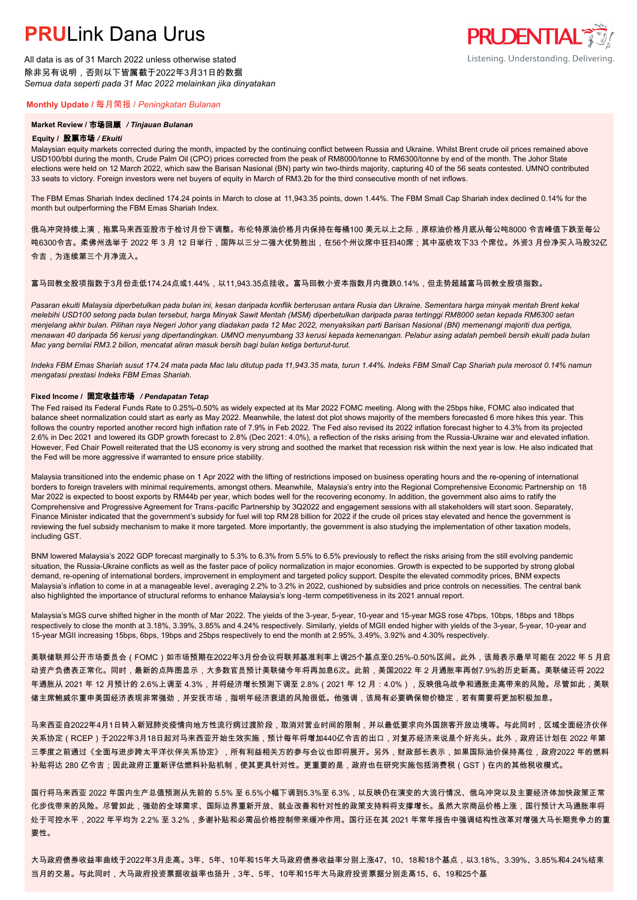# PRULink Dana Urus

All data is as of 31 March 2022 unless otherwise stated
除非另有说明，否则以下皆属截于2022年3月31日的数据
*Semua data seperti pada 31 Mac 2022 melainkan jika dinyatakan*

## Monthly Update / 每月简报 / *Peningkatan Bulanan*

### Market Review / 市场回顾 / *Tinjauan Bulanan*

#### Equity / 股票市场 / *Ekuiti*

Malaysian equity markets corrected during the month, impacted by the continuing conflict between Russia and Ukraine. Whilst Brent crude oil prices remained above USD100/bbl during the month, Crude Palm Oil (CPO) prices corrected from the peak of RM8000/tonne to RM6300/tonne by end of the month. The Johor State elections were held on 12 March 2022, which saw the Barisan Nasional (BN) party win two-thirds majority, capturing 40 of the 56 seats contested. UMNO contributed 33 seats to victory. Foreign investors were net buyers of equity in March of RM3.2b for the third consecutive month of net inflows.

The FBM Emas Shariah Index declined 174.24 points in March to close at 11,943.35 points, down 1.44%. The FBM Small Cap Shariah index declined 0.14% for the month but outperforming the FBM Emas Shariah Index.

俄乌冲突持续上演，拖累马来西亚股市于检讨月份下调整。布伦特原油价格月内保持在每桶100 美元以上之际，原棕油价格月底从每公吨8000 令吉峰值下跌至每公吨6300令吉。柔佛州选举于 2022 年 3 月 12 日举行，国阵以三分二强大优势胜出，在56个州议席中狂扫40席；其中巫统攻下33 个席位。外资3 月份净买入马股32亿令吉，为连续第三个月净流入。

富马回教全股项指数于3月份走低174.24点或1.44%，以11,943.35点挂收。富马回教小资本指数月内微跌0.14%，但走势超越富马回教全股项指数。

*Pasaran ekuiti Malaysia diperbetulkan pada bulan ini, kesan daripada konflik berterusan antara Rusia dan Ukraine. Sementara harga minyak mentah Brent kekal melebihi USD100 setong pada bulan tersebut, harga Minyak Sawit Mentah (MSM) diperbetulkan daripada paras tertinggi RM8000 setan kepada RM6300 setan menjelang akhir bulan. Pilihan raya Negeri Johor yang diadakan pada 12 Mac 2022, menyaksikan parti Barisan Nasional (BN) memenangi majoriti dua pertiga, menawan 40 daripada 56 kerusi yang dipertandingkan. UMNO menyumbang 33 kerusi kepada kemenangan. Pelabur asing adalah pembeli bersih ekuiti pada bulan Mac yang bernilai RM3.2 bilion, mencatat aliran masuk bersih bagi bulan ketiga berturut-turut.*

*Indeks FBM Emas Shariah susut 174.24 mata pada Mac lalu ditutup pada 11,943.35 mata, turun 1.44%. Indeks FBM Small Cap Shariah pula merosot 0.14% namun mengatasi prestasi Indeks FBM Emas Shariah.*

#### Fixed Income / 固定收益市场 / *Pendapatan Tetap*

The Fed raised its Federal Funds Rate to 0.25%-0.50% as widely expected at its Mar 2022 FOMC meeting. Along with the 25bps hike, FOMC also indicated that balance sheet normalization could start as early as May 2022. Meanwhile, the latest dot plot shows majority of the members forecasted 6 more hikes this year. This follows the country reported another record high inflation rate of 7.9% in Feb 2022. The Fed also revised its 2022 inflation forecast higher to 4.3% from its projected 2.6% in Dec 2021 and lowered its GDP growth forecast to 2.8% (Dec 2021: 4.0%), a reflection of the risks arising from the Russia-Ukraine war and elevated inflation. However, Fed Chair Powell reiterated that the US economy is very strong and soothed the market that recession risk within the next year is low. He also indicated that the Fed will be more aggressive if warranted to ensure price stability.

Malaysia transitioned into the endemic phase on 1 Apr 2022 with the lifting of restrictions imposed on business operating hours and the re-opening of international borders to foreign travelers with minimal requirements, amongst others. Meanwhile, Malaysia's entry into the Regional Comprehensive Economic Partnership on 18 Mar 2022 is expected to boost exports by RM44b per year, which bodes well for the recovering economy. In addition, the government also aims to ratify the Comprehensive and Progressive Agreement for Trans-pacific Partnership by 3Q2022 and engagement sessions with all stakeholders will start soon. Separately, Finance Minister indicated that the government's subsidy for fuel will top RM 28 billion for 2022 if the crude oil prices stay elevated and hence the government is reviewing the fuel subsidy mechanism to make it more targeted. More importantly, the government is also studying the implementation of other taxation models, including GST.

BNM lowered Malaysia's 2022 GDP forecast marginally to 5.3% to 6.3% from 5.5% to 6.5% previously to reflect the risks arising from the still evolving pandemic situation, the Russia-Ukraine conflicts as well as the faster pace of policy normalization in major economies. Growth is expected to be supported by strong global demand, re-opening of international borders, improvement in employment and targeted policy support. Despite the elevated commodity prices, BNM expects Malaysia's inflation to come in at a manageable level, averaging 2.2% to 3.2% in 2022, cushioned by subsidies and price controls on necessities. The central bank also highlighted the importance of structural reforms to enhance Malaysia's long-term competitiveness in its 2021 annual report.

Malaysia's MGS curve shifted higher in the month of Mar 2022. The yields of the 3-year, 5-year, 10-year and 15-year MGS rose 47bps, 10bps, 18bps and 18bps respectively to close the month at 3.18%, 3.39%, 3.85% and 4.24% respectively. Similarly, yields of MGII ended higher with yields of the 3-year, 5-year, 10-year and 15-year MGII increasing 15bps, 6bps, 19bps and 25bps respectively to end the month at 2.95%, 3.49%, 3.92% and 4.30% respectively.

美联储联邦公开市场委员会（FOMC）如市场预期在2022年3月份会议将联邦基准利率上调25个基点至0.25%-0.50%区间。此外，该局表示最早可能在 2022 年 5 月启动资产负债表正常化。同时，最新的点阵图显示，大多数官员预计美联储今年将再加息6次。此前，美国2022 年 2 月通胀率再创7.9%的历史新高。美联储还将 2022 年通胀从 2021 年 12 月预计的 2.6%上调至 4.3%，并将经济增长预测下调至 2.8%（2021 年 12 月：4.0%），反映俄乌战争和通胀走高带来的风险。尽管如此，美联储主席鲍威尔重申美国经济表现非常强劲，并安抚市场，指明年经济衰退的风险很低。他强调，该局有必要确保物价稳定，若有需要将更加积极加息。

马来西亚自2022年4月1日转入新冠肺炎疫情向地方性流行病过渡阶段，取消对营业时间的限制，并以最低要求向外国旅客开放边境等。与此同时，区域全面经济伙伴关系协定（RCEP）于2022年3月18日起对马来西亚开始生效实施，预计每年将增加440亿令吉的出口，对复苏经济来说是个好兆头。此外，政府还计划在 2022 年第三季度之前通过《全面与进步跨太平洋伙伴关系协定》，所有利益相关方的参与会议也即将展开。另外，财政部长表示，如果国际油价保持高位，政府2022 年的燃料补贴将达 280 亿令吉；因此政府正重新评估燃料补贴机制，使其更具针对性。更重要的是，政府也在研究实施包括消费税（GST）在内的其他税收模式。

国行将马来西亚 2022 年国内生产总值预测从先前的 5.5% 至 6.5%小幅下调到5.3%至 6.3%，以反映仍在演变的大流行情况、俄乌冲突以及主要经济体加快政策正常化步伐带来的风险。尽管如此，强劲的全球需求、国际边界重新开放、就业改善和针对性的政策支持料将支撑增长。虽然大宗商品价格上涨，国行预计大马通胀率将处于可控水平，2022 年平均为 2.2% 至 3.2%，多谢补贴和必需品价格控制带来缓冲作用。国行还在其 2021 年常年报告中强调结构性改革对增强大马长期竞争力的重要性。

大马政府债券收益率曲线于2022年3月走高。3年、5年、10年和15年大马政府债券收益率分别上涨47、10、18和18个基点，以3.18%、3.39%、3.85%和4.24%结束当月的交易。与此同时，大马政府投资票据收益率也扬升，3年、5年、10年和15年大马政府投资票据分别走高15、6、19和25个基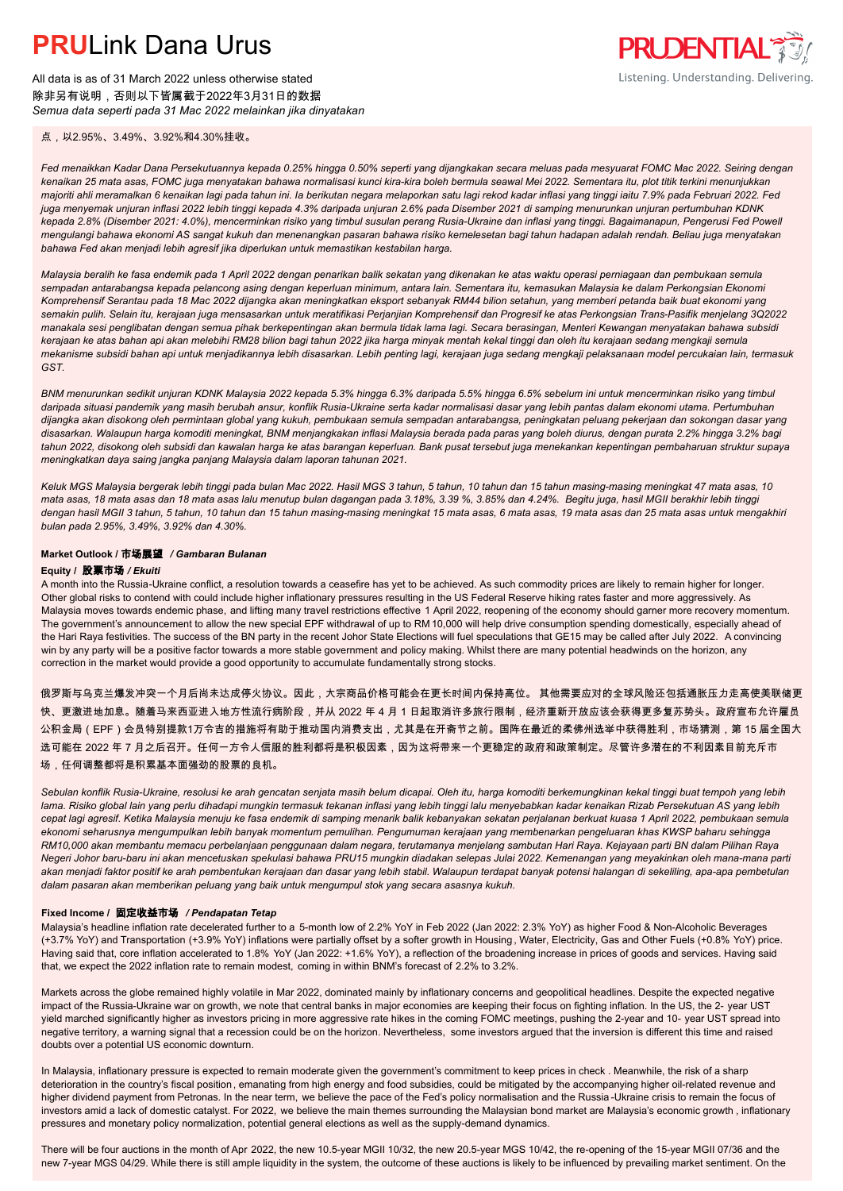点，以2.95%、3.49%、3.92%和4.30%挂收。

*Fed menaikkan Kadar Dana Persekutuannya kepada 0.25% hingga 0.50% seperti yang dijangkakan secara meluas pada mesyuarat FOMC Mac 2022. Seiring dengan kenaikan 25 mata asas, FOMC juga menyatakan bahawa normalisasi kunci kira-kira boleh bermula seawal Mei 2022. Sementara itu, plot titik terkini menunjukkan majoriti ahli meramalkan 6 kenaikan lagi pada tahun ini. Ia berikutan negara melaporkan satu lagi rekod kadar inflasi yang tinggi iaitu 7.9% pada Februari 2022. Fed juga menyemak unjuran inflasi 2022 lebih tinggi kepada 4.3% daripada unjuran 2.6% pada Disember 2021 di samping menurunkan unjuran pertumbuhan KDNK kepada 2.8% (Disember 2021: 4.0%), mencerminkan risiko yang timbul susulan perang Rusia-Ukraine dan inflasi yang tinggi. Bagaimanapun, Pengerusi Fed Powell mengulangi bahawa ekonomi AS sangat kukuh dan menenangkan pasaran bahawa risiko kemelesetan bagi tahun hadapan adalah rendah. Beliau juga menyatakan bahawa Fed akan menjadi lebih agresif jika diperlukan untuk memastikan kestabilan harga.*

*Malaysia beralih ke fasa endemik pada 1 April 2022 dengan penarikan balik sekatan yang dikenakan ke atas waktu operasi perniagaan dan pembukaan semula sempadan antarabangsa kepada pelancong asing dengan keperluan minimum, antara lain. Sementara itu, kemasukan Malaysia ke dalam Perkongsian Ekonomi Komprehensif Serantau pada 18 Mac 2022 dijangka akan meningkatkan eksport sebanyak RM44 bilion setahun, yang memberi petanda baik buat ekonomi yang semakin pulih. Selain itu, kerajaan juga mensasarkan untuk meratifikasi Perjanjian Komprehensif dan Progresif ke atas Perkongsian Trans-Pasifik menjelang 3Q2022 manakala sesi penglibatan dengan semua pihak berkepentingan akan bermula tidak lama lagi. Secara berasingan, Menteri Kewangan menyatakan bahawa subsidi kerajaan ke atas bahan api akan melebihi RM28 bilion bagi tahun 2022 jika harga minyak mentah kekal tinggi dan oleh itu kerajaan sedang mengkaji semula mekanisme subsidi bahan api untuk menjadikannya lebih disasarkan. Lebih penting lagi, kerajaan juga sedang mengkaji pelaksanaan model percukaian lain, termasuk GST.*

*BNM menurunkan sedikit unjuran KDNK Malaysia 2022 kepada 5.3% hingga 6.3% daripada 5.5% hingga 6.5% sebelum ini untuk mencerminkan risiko yang timbul daripada situasi pandemik yang masih berubah ansur, konflik Rusia-Ukraine serta kadar normalisasi dasar yang lebih pantas dalam ekonomi utama. Pertumbuhan dijangka akan disokong oleh permintaan global yang kukuh, pembukaan semula sempadan antarabangsa, peningkatan peluang pekerjaan dan sokongan dasar yang disasarkan. Walaupun harga komoditi meningkat, BNM menjangkakan inflasi Malaysia berada pada paras yang boleh diurus, dengan purata 2.2% hingga 3.2% bagi tahun 2022, disokong oleh subsidi dan kawalan harga ke atas barangan keperluan. Bank pusat tersebut juga menekankan kepentingan pembaharuan struktur supaya meningkatkan daya saing jangka panjang Malaysia dalam laporan tahunan 2021.*

*Keluk MGS Malaysia bergerak lebih tinggi pada bulan Mac 2022. Hasil MGS 3 tahun, 5 tahun, 10 tahun dan 15 tahun masing-masing meningkat 47 mata asas, 10 mata asas, 18 mata asas dan 18 mata asas lalu menutup bulan dagangan pada 3.18%, 3.39 %, 3.85% dan 4.24%. Begitu juga, hasil MGII berakhir lebih tinggi dengan hasil MGII 3 tahun, 5 tahun, 10 tahun dan 15 tahun masing-masing meningkat 15 mata asas, 6 mata asas, 19 mata asas dan 25 mata asas untuk mengakhiri bulan pada 2.95%, 3.49%, 3.92% dan 4.30%.*

## Market Outlook / 市场展望 / *Gambaran Bulanan*

### Equity / 股票市场 / *Ekuiti*

A month into the Russia-Ukraine conflict, a resolution towards a ceasefire has yet to be achieved. As such commodity prices are likely to remain higher for longer. Other global risks to contend with could include higher inflationary pressures resulting in the US Federal Reserve hiking rates faster and more aggressively. As Malaysia moves towards endemic phase, and lifting many travel restrictions effective 1 April 2022, reopening of the economy should garner more recovery momentum. The government's announcement to allow the new special EPF withdrawal of up to RM 10,000 will help drive consumption spending domestically, especially ahead of the Hari Raya festivities. The success of the BN party in the recent Johor State Elections will fuel speculations that GE15 may be called after July 2022. A convincing win by any party will be a positive factor towards a more stable government and policy making. Whilst there are many potential headwinds on the horizon, any correction in the market would provide a good opportunity to accumulate fundamentally strong stocks.

俄罗斯与乌克兰爆发冲突一个月后尚未达成停火协议。因此，大宗商品价格可能会在更长时间内保持高位。 其他需要应对的全球风险还包括通胀压力走高使美联储更快、更激进地加息。随着马来西亚进入地方性流行病阶段，并从 2022 年 4 月 1 日起取消许多旅行限制，经济重新开放应该会获得更多复苏势头。政府宣布允许雇员公积金局（EPF）会员特别提款1万令吉的措施将有助于推动国内消费支出，尤其是在开斋节之前。国阵在最近的柔佛州选举中获得胜利，市场猜测，第 15 届全国大选可能在 2022 年 7 月之后召开。任何一方令人信服的胜利都将是积极因素，因为这将带来一个更稳定的政府和政策制定。尽管许多潜在的不利因素目前充斥市场，任何调整都将是积累基本面强劲的股票的良机。

*Sebulan konflik Rusia-Ukraine, resolusi ke arah gencatan senjata masih belum dicapai. Oleh itu, harga komoditi berkemungkinan kekal tinggi buat tempoh yang lebih lama. Risiko global lain yang perlu dihadapi mungkin termasuk tekanan inflasi yang lebih tinggi lalu menyebabkan kadar kenaikan Rizab Persekutuan AS yang lebih cepat lagi agresif. Ketika Malaysia menuju ke fasa endemik di samping menarik balik kebanyakan sekatan perjalanan berkuat kuasa 1 April 2022, pembukaan semula ekonomi seharusnya mengumpulkan lebih banyak momentum pemulihan. Pengumuman kerajaan yang membenarkan pengeluaran khas KWSP baharu sehingga RM10,000 akan membantu memacu perbelanjaan penggunaan dalam negara, terutamanya menjelang sambutan Hari Raya. Kejayaan parti BN dalam Pilihan Raya Negeri Johor baru-baru ini akan mencetuskan spekulasi bahawa PRU15 mungkin diadakan selepas Julai 2022. Kemenangan yang meyakinkan oleh mana-mana parti akan menjadi faktor positif ke arah pembentukan kerajaan dan dasar yang lebih stabil. Walaupun terdapat banyak potensi halangan di sekeliling, apa-apa pembetulan dalam pasaran akan memberikan peluang yang baik untuk mengumpul stok yang secara asasnya kukuh.*

### Fixed Income / 固定收益市场 / *Pendapatan Tetap*

Malaysia's headline inflation rate decelerated further to a 5-month low of 2.2% YoY in Feb 2022 (Jan 2022: 2.3% YoY) as higher Food & Non-Alcoholic Beverages (+3.7% YoY) and Transportation (+3.9% YoY) inflations were partially offset by a softer growth in Housing, Water, Electricity, Gas and Other Fuels (+0.8% YoY) price. Having said that, core inflation accelerated to 1.8% YoY (Jan 2022: +1.6% YoY), a reflection of the broadening increase in prices of goods and services. Having said that, we expect the 2022 inflation rate to remain modest, coming in within BNM's forecast of 2.2% to 3.2%.

Markets across the globe remained highly volatile in Mar 2022, dominated mainly by inflationary concerns and geopolitical headlines. Despite the expected negative impact of the Russia-Ukraine war on growth, we note that central banks in major economies are keeping their focus on fighting inflation. In the US, the 2- year UST yield marched significantly higher as investors pricing in more aggressive rate hikes in the coming FOMC meetings, pushing the 2-year and 10- year UST spread into negative territory, a warning signal that a recession could be on the horizon. Nevertheless, some investors argued that the inversion is different this time and raised doubts over a potential US economic downturn.

In Malaysia, inflationary pressure is expected to remain moderate given the government's commitment to keep prices in check. Meanwhile, the risk of a sharp deterioration in the country's fiscal position, emanating from high energy and food subsidies, could be mitigated by the accompanying higher oil-related revenue and higher dividend payment from Petronas. In the near term, we believe the pace of the Fed's policy normalisation and the Russia-Ukraine crisis to remain the focus of investors amid a lack of domestic catalyst. For 2022, we believe the main themes surrounding the Malaysian bond market are Malaysia's economic growth, inflationary pressures and monetary policy normalization, potential general elections as well as the supply-demand dynamics.

There will be four auctions in the month of Apr 2022, the new 10.5-year MGII 10/32, the new 20.5-year MGS 10/42, the re-opening of the 15-year MGII 07/36 and the new 7-year MGS 04/29. While there is still ample liquidity in the system, the outcome of these auctions is likely to be influenced by prevailing market sentiment. On the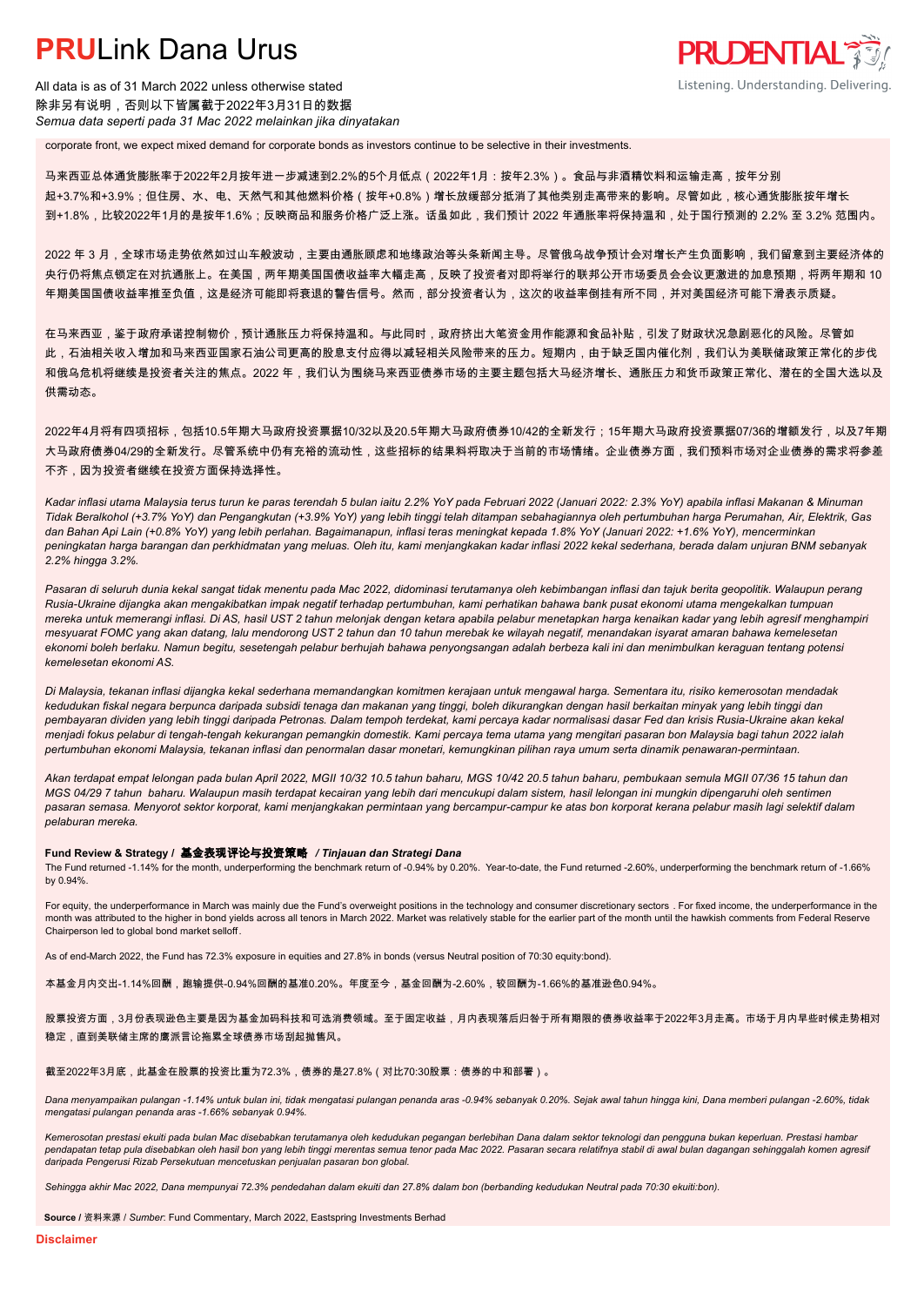corporate front, we expect mixed demand for corporate bonds as investors continue to be selective in their investments.

马来西亚总体通货膨胀率于2022年2月按年进一步减速到2.2%的5个月低点（2022年1月：按年2.3%）。食品与非酒精饮料和运输走高，按年分别起+3.7%和+3.9%；但住房、水、电、天然气和其他燃料价格（按年+0.8%）增长放缓部分抵消了其他类别走高带来的影响。尽管如此，核心通货膨胀按年增长到+1.8%，比较2022年1月的是按年1.6%；反映商品和服务价格广泛上涨。话虽如此，我们预计 2022 年通胀率将保持温和，处于国行预测的 2.2% 至 3.2% 范围内。

2022 年 3 月，全球市场走势依然如过山车般波动，主要由通胀顾虑和地缘政治等头条新闻主导。尽管俄乌战争预计会对增长产生负面影响，我们留意到主要经济体的央行仍将焦点锁定在对抗通胀上。在美国，两年期美国国债收益率大幅走高，反映了投资者对即将举行的联邦公开市场委员会会议更激进的加息预期，将两年期和 10 年期美国国债收益率推至负值，这是经济可能即将衰退的警告信号。然而，部分投资者认为，这次的收益率倒挂有所不同，并对美国经济可能下滑表示质疑。

在马来西亚，鉴于政府承诺控制物价，预计通胀压力将保持温和。与此同时，政府挤出大笔资金用作能源和食品补贴，引发了财政状况急剧恶化的风险。尽管如此，石油相关收入增加和马来西亚国家石油公司更高的股息支付应得以减轻相关风险带来的压力。短期内，由于缺乏国内催化剂，我们认为美联储政策正常化的步伐和俄乌危机将继续是投资者关注的焦点。2022 年，我们认为围绕马来西亚债券市场的主要主题包括大马经济增长、通胀压力和货币政策正常化、潜在的全国大选以及供需动态。

2022年4月将有四项招标，包括10.5年期大马政府投资票据10/32以及20.5年期大马政府债券10/42的全新发行；15年期大马政府投资票据07/36的增额发行，以及7年期大马政府债券04/29的全新发行。尽管系统中仍有充裕的流动性，这些招标的结果料将取决于当前的市场情绪。企业债券方面，我们预料市场对企业债券的需求将参差不齐，因为投资者继续在投资方面保持选择性。

*Kadar inflasi utama Malaysia terus turun ke paras terendah 5 bulan iaitu 2.2% YoY pada Februari 2022 (Januari 2022: 2.3% YoY) apabila inflasi Makanan & Minuman Tidak Beralkohol (+3.7% YoY) dan Pengangkutan (+3.9% YoY) yang lebih tinggi telah ditampan sebahagiannya oleh pertumbuhan harga Perumahan, Air, Elektrik, Gas dan Bahan Api Lain (+0.8% YoY) yang lebih perlahan. Bagaimanapun, inflasi teras meningkat kepada 1.8% YoY (Januari 2022: +1.6% YoY), mencerminkan peningkatan harga barangan dan perkhidmatan yang meluas. Oleh itu, kami menjangkakan kadar inflasi 2022 kekal sederhana, berada dalam unjuran BNM sebanyak 2.2% hingga 3.2%.*

*Pasaran di seluruh dunia kekal sangat tidak menentu pada Mac 2022, didominasi terutamanya oleh kebimbangan inflasi dan tajuk berita geopolitik. Walaupun perang Rusia-Ukraine dijangka akan mengakibatkan impak negatif terhadap pertumbuhan, kami perhatikan bahawa bank pusat ekonomi utama mengekalkan tumpuan mereka untuk memerangi inflasi. Di AS, hasil UST 2 tahun melonjak dengan ketara apabila pelabur menetapkan harga kenaikan kadar yang lebih agresif menghampiri mesyuarat FOMC yang akan datang, lalu mendorong UST 2 tahun dan 10 tahun merebak ke wilayah negatif, menandakan isyarat amaran bahawa kemelesetan ekonomi boleh berlaku. Namun begitu, sesetengah pelabur berhujah bahawa penyongsangan adalah berbeza kali ini dan menimbulkan keraguan tentang potensi kemelesetan ekonomi AS.*

*Di Malaysia, tekanan inflasi dijangka kekal sederhana memandangkan komitmen kerajaan untuk mengawal harga. Sementara itu, risiko kemerosotan mendadak kedudukan fiskal negara berpunca daripada subsidi tenaga dan makanan yang tinggi, boleh dikurangkan dengan hasil berkaitan minyak yang lebih tinggi dan pembayaran dividen yang lebih tinggi daripada Petronas. Dalam tempoh terdekat, kami percaya kadar normalisasi dasar Fed dan krisis Rusia-Ukraine akan kekal menjadi fokus pelabur di tengah-tengah kekurangan pemangkin domestik. Kami percaya tema utama yang mengitari pasaran bon Malaysia bagi tahun 2022 ialah pertumbuhan ekonomi Malaysia, tekanan inflasi dan penormalan dasar monetari, kemungkinan pilihan raya umum serta dinamik penawaran-permintaan.*

*Akan terdapat empat lelongan pada bulan April 2022, MGII 10/32 10.5 tahun baharu, MGS 10/42 20.5 tahun baharu, pembukaan semula MGII 07/36 15 tahun dan MGS 04/29 7 tahun baharu. Walaupun masih terdapat kecairan yang lebih dari mencukupi dalam sistem, hasil lelongan ini mungkin dipengaruhi oleh sentimen pasaran semasa. Menyorot sektor korporat, kami menjangkakan permintaan yang bercampur-campur ke atas bon korporat kerana pelabur masih lagi selektif dalam pelaburan mereka.*

**Fund Review & Strategy / 基金表现评论与投资策略 / *Tinjauan dan Strategi Dana***

The Fund returned -1.14% for the month, underperforming the benchmark return of -0.94% by 0.20%. Year-to-date, the Fund returned -2.60%, underperforming the benchmark return of -1.66% by 0.94%.

For equity, the underperformance in March was mainly due the Fund's overweight positions in the technology and consumer discretionary sectors . For fixed income, the underperformance in the month was attributed to the higher in bond yields across all tenors in March 2022. Market was relatively stable for the earlier part of the month until the hawkish comments from Federal Reserve Chairperson led to global bond market selloff.

As of end-March 2022, the Fund has 72.3% exposure in equities and 27.8% in bonds (versus Neutral position of 70:30 equity:bond).

本基金月内交出-1.14%回酬，跑输提供-0.94%回酬的基准0.20%。年度至今，基金回酬为-2.60%，较回酬为-1.66%的基准逊色0.94%。

股票投资方面，3月份表现逊色主要是因为基金加码科技和可选消费领域。至于固定收益，月内表现落后归咎于所有期限的债券收益率于2022年3月走高。市场于月内早些时候走势相对稳定，直到美联储主席的鹰派言论拖累全球债券市场刮起抛售风。

截至2022年3月底，此基金在股票的投资比重为72.3%，债券的是27.8%（对比70:30股票：债券的中和部署）。

*Dana menyampaikan pulangan -1.14% untuk bulan ini, tidak mengatasi pulangan penanda aras -0.94% sebanyak 0.20%. Sejak awal tahun hingga kini, Dana memberi pulangan -2.60%, tidak mengatasi pulangan penanda aras -1.66% sebanyak 0.94%.*

*Kemerosotan prestasi ekuiti pada bulan Mac disebabkan terutamanya oleh kedudukan pegangan berlebihan Dana dalam sektor teknologi dan pengguna bukan keperluan. Prestasi hambar pendapatan tetap pula disebabkan oleh hasil bon yang lebih tinggi merentas semua tenor pada Mac 2022. Pasaran secara relatifnya stabil di awal bulan dagangan sehinggalah komen agresif daripada Pengerusi Rizab Persekutuan mencetuskan penjualan pasaran bon global.*

*Sehingga akhir Mac 2022, Dana mempunyai 72.3% pendedahan dalam ekuiti dan 27.8% dalam bon (berbanding kedudukan Neutral pada 70:30 ekuiti:bon).*

**Source** / 资料来源 / *Sumber*: Fund Commentary, March 2022, Eastspring Investments Berhad

**Disclaimer**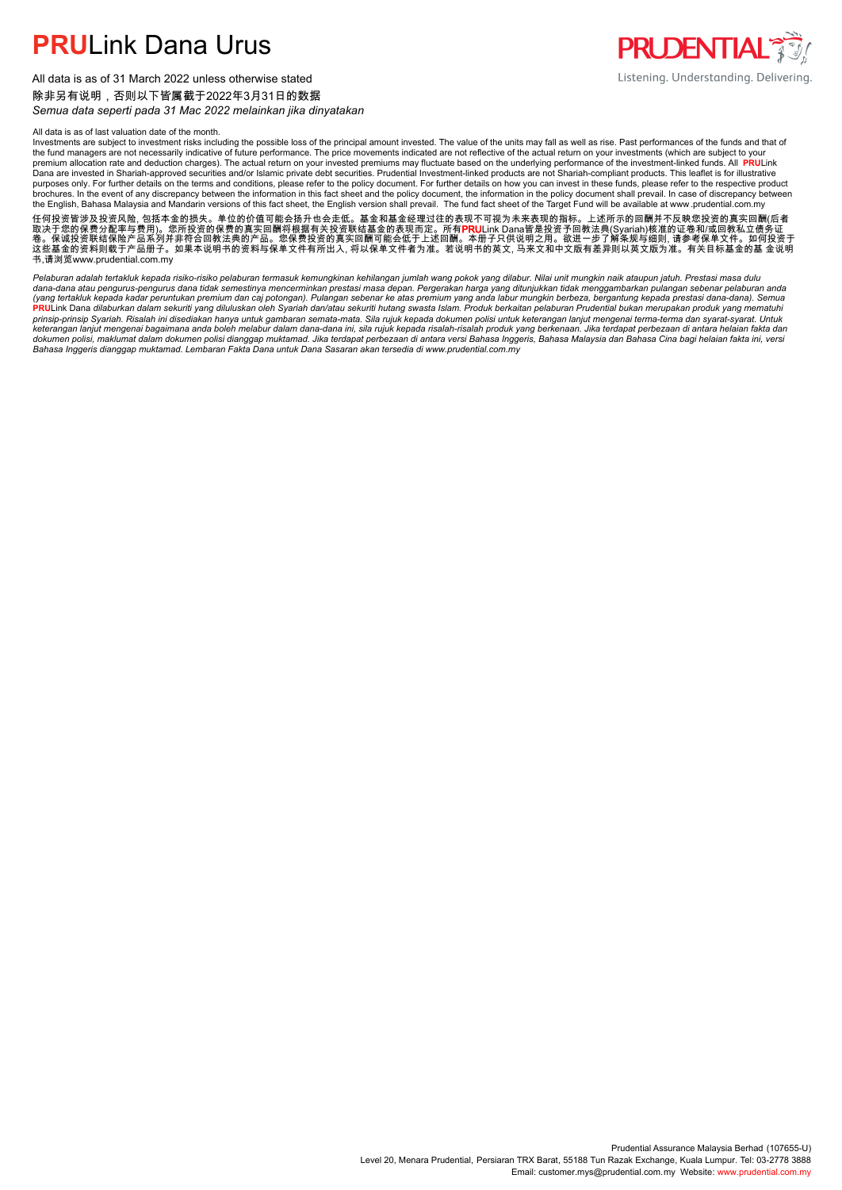# **PRU**Link Dana Urus

All data is as of 31 March 2022 unless otherwise stated

除非另有说明，否则以下皆属截于2022年3月31日的数据

*Semua data seperti pada 31 Mac 2022 melainkan jika dinyatakan*

All data is as of last valuation date of the month.

Investments are subject to investment risks including the possible loss of the principal amount invested. The value of the units may fall as well as rise. Past performances of the funds and that of the fund managers are not necessarily indicative of future performance. The price movements indicated are not reflective of the actual return on your investments (which are subject to your premium allocation rate and deduction charges). The actual return on your invested premiums may fluctuate based on the underlying performance of the investment-linked funds. All **PRU**Link Dana are invested in Shariah-approved securities and/or Islamic private debt securities. Prudential Investment-linked products are not Shariah-compliant products. This leaflet is for illustrative purposes only. For further details on the terms and conditions, please refer to the policy document. For further details on how you can invest in these funds, please refer to the respective product brochures. In the event of any discrepancy between the information in this fact sheet and the policy document, the information in the policy document shall prevail. In case of discrepancy between the English, Bahasa Malaysia and Mandarin versions of this fact sheet, the English version shall prevail. The fund fact sheet of the Target Fund will be available at www .prudential.com.my

任何投资皆涉及投资风险, 包括本金的损失。单位的价值可能会扬升也会走低。基金和基金经理过往的表现不可视为未来表现的指标。上述所示的回酬并不反映您投资的真实回酬(后者取决于您的保费分配率与费用)。您所投资的保费的真实回酬将根据有关投资联结基金的表现而定。所有**PRU**Link Dana皆是投资予回教法典(Syariah)核准的证卷和/或回教私立债务证卷。保诚投资联结保险产品系列并非符合回教法典的产品。您保费投资的真实回酬可能会低于上述回酬。本册子只供说明之用。欲进一步了解条规与细则, 请参考保单文件。如何投资于这些基金的资料则载于产品册子。如果本说明书的资料与保单文件有所出入, 将以保单文件者为准。若说明书的英文, 马来文和中文版有差异则以英文版为准。有关目标基金的基 金说明书,请浏览www.prudential.com.my

*Pelaburan adalah tertakluk kepada risiko-risiko pelaburan termasuk kemungkinan kehilangan jumlah wang pokok yang dilabur. Nilai unit mungkin naik ataupun jatuh. Prestasi masa dulu dana-dana atau pengurus-pengurus dana tidak semestinya mencerminkan prestasi masa depan. Pergerakan harga yang ditunjukkan tidak menggambarkan pulangan sebenar pelaburan anda (yang tertakluk kepada kadar peruntukan premium dan caj potongan). Pulangan sebenar ke atas premium yang anda labur mungkin berbeza, bergantung kepada prestasi dana-dana). Semua* ***PRU****Link Dana dilaburkan dalam sekuriti yang diluluskan oleh Syariah dan/atau sekuriti hutang swasta Islam. Produk berkaitan pelaburan Prudential bukan merupakan produk yang mematuhi prinsip-prinsip Syariah. Risalah ini disediakan hanya untuk gambaran semata-mata. Sila rujuk kepada dokumen polisi untuk keterangan lanjut mengenai terma-terma dan syarat-syarat. Untuk keterangan lanjut mengenai bagaimana anda boleh melabur dalam dana-dana ini, sila rujuk kepada risalah-risalah produk yang berkenaan. Jika terdapat perbezaan di antara helaian fakta dan dokumen polisi, maklumat dalam dokumen polisi dianggap muktamad. Jika terdapat perbezaan di antara versi Bahasa Inggeris, Bahasa Malaysia dan Bahasa Cina bagi helaian fakta ini, versi Bahasa Inggeris dianggap muktamad. Lembaran Fakta Dana untuk Dana Sasaran akan tersedia di www.prudential.com.my*

Prudential Assurance Malaysia Berhad (107655-U)
Level 20, Menara Prudential, Persiaran TRX Barat, 55188 Tun Razak Exchange, Kuala Lumpur. Tel: 03-2778 3888
Email: customer.mys@prudential.com.my Website: www.prudential.com.my